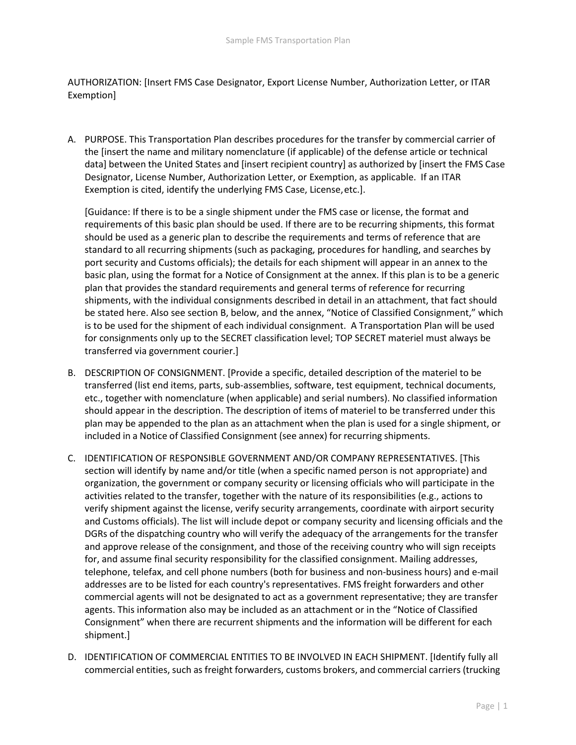AUTHORIZATION: [Insert FMS Case Designator, Export License Number, Authorization Letter, or ITAR Exemption]

A. PURPOSE. This Transportation Plan describes procedures for the transfer by commercial carrier of the [insert the name and military nomenclature (if applicable) of the defense article or technical data] between the United States and [insert recipient country] as authorized by [insert the FMS Case Designator, License Number, Authorization Letter, or Exemption, as applicable. If an ITAR Exemption is cited, identify the underlying FMS Case, License, etc.].

   [Guidance: If there is to be a single shipment under the FMS case or license, the format and requirements of this basic plan should be used. If there are to be recurring shipments, this format should be used as a generic plan to describe the requirements and terms of reference that are standard to all recurring shipments (such as packaging, procedures for handling, and searches by port security and Customs officials); the details for each shipment will appear in an annex to the basic plan, using the format for a Notice of Consignment at the annex. If this plan is to be a generic plan that provides the standard requirements and general terms of reference for recurring shipments, with the individual consignments described in detail in an attachment, that fact should be stated here. Also see section B, below, and the annex, "Notice of Classified Consignment," which is to be used for the shipment of each individual consignment. A Transportation Plan will be used for consignments only up to the SECRET classification level; TOP SECRET materiel must always be transferred via government courier.]

B. DESCRIPTION OF CONSIGNMENT. [Provide a specific, detailed description of the materiel to be transferred (list end items, parts, sub-assemblies, software, test equipment, technical documents, etc., together with nomenclature (when applicable) and serial numbers). No classified information should appear in the description. The description of items of materiel to be transferred under this plan may be appended to the plan as an attachment when the plan is used for a single shipment, or included in a Notice of Classified Consignment (see annex) for recurring shipments.

C. IDENTIFICATION OF RESPONSIBLE GOVERNMENT AND/OR COMPANY REPRESENTATIVES. [This section will identify by name and/or title (when a specific named person is not appropriate) and organization, the government or company security or licensing officials who will participate in the activities related to the transfer, together with the nature of its responsibilities (e.g., actions to verify shipment against the license, verify security arrangements, coordinate with airport security and Customs officials). The list will include depot or company security and licensing officials and the DGRs of the dispatching country who will verify the adequacy of the arrangements for the transfer and approve release of the consignment, and those of the receiving country who will sign receipts for, and assume final security responsibility for the classified consignment. Mailing addresses, telephone, telefax, and cell phone numbers (both for business and non-business hours) and e-mail addresses are to be listed for each country's representatives. FMS freight forwarders and other commercial agents will not be designated to act as a government representative; they are transfer agents. This information also may be included as an attachment or in the "Notice of Classified Consignment" when there are recurrent shipments and the information will be different for each shipment.]

D. IDENTIFICATION OF COMMERCIAL ENTITIES TO BE INVOLVED IN EACH SHIPMENT. [Identify fully all commercial entities, such as freight forwarders, customs brokers, and commercial carriers (trucking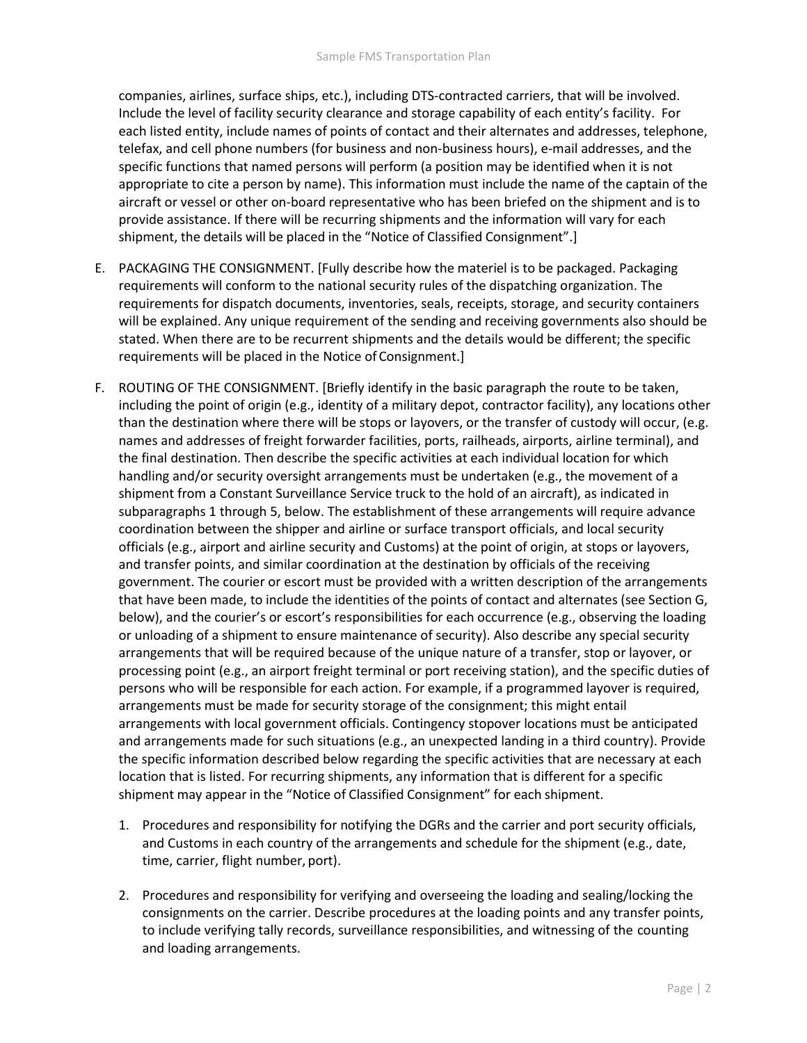companies, airlines, surface ships, etc.), including DTS-contracted carriers, that will be involved. Include the level of facility security clearance and storage capability of each entity's facility. For each listed entity, include names of points of contact and their alternates and addresses, telephone, telefax, and cell phone numbers (for business and non-business hours), e-mail addresses, and the specific functions that named persons will perform (a position may be identified when it is not appropriate to cite a person by name). This information must include the name of the captain of the aircraft or vessel or other on-board representative who has been briefed on the shipment and is to provide assistance. If there will be recurring shipments and the information will vary for each shipment, the details will be placed in the "Notice of Classified Consignment".]

E. PACKAGING THE CONSIGNMENT. [Fully describe how the materiel is to be packaged. Packaging requirements will conform to the national security rules of the dispatching organization. The requirements for dispatch documents, inventories, seals, receipts, storage, and security containers will be explained. Any unique requirement of the sending and receiving governments also should be stated. When there are to be recurrent shipments and the details would be different; the specific requirements will be placed in the Notice of Consignment.]

F. ROUTING OF THE CONSIGNMENT. [Briefly identify in the basic paragraph the route to be taken, including the point of origin (e.g., identity of a military depot, contractor facility), any locations other than the destination where there will be stops or layovers, or the transfer of custody will occur, (e.g. names and addresses of freight forwarder facilities, ports, railheads, airports, airline terminal), and the final destination. Then describe the specific activities at each individual location for which handling and/or security oversight arrangements must be undertaken (e.g., the movement of a shipment from a Constant Surveillance Service truck to the hold of an aircraft), as indicated in subparagraphs 1 through 5, below. The establishment of these arrangements will require advance coordination between the shipper and airline or surface transport officials, and local security officials (e.g., airport and airline security and Customs) at the point of origin, at stops or layovers, and transfer points, and similar coordination at the destination by officials of the receiving government. The courier or escort must be provided with a written description of the arrangements that have been made, to include the identities of the points of contact and alternates (see Section G, below), and the courier's or escort's responsibilities for each occurrence (e.g., observing the loading or unloading of a shipment to ensure maintenance of security). Also describe any special security arrangements that will be required because of the unique nature of a transfer, stop or layover, or processing point (e.g., an airport freight terminal or port receiving station), and the specific duties of persons who will be responsible for each action. For example, if a programmed layover is required, arrangements must be made for security storage of the consignment; this might entail arrangements with local government officials. Contingency stopover locations must be anticipated and arrangements made for such situations (e.g., an unexpected landing in a third country). Provide the specific information described below regarding the specific activities that are necessary at each location that is listed. For recurring shipments, any information that is different for a specific shipment may appear in the "Notice of Classified Consignment" for each shipment.

1. Procedures and responsibility for notifying the DGRs and the carrier and port security officials, and Customs in each country of the arrangements and schedule for the shipment (e.g., date, time, carrier, flight number, port).

2. Procedures and responsibility for verifying and overseeing the loading and sealing/locking the consignments on the carrier. Describe procedures at the loading points and any transfer points, to include verifying tally records, surveillance responsibilities, and witnessing of the counting and loading arrangements.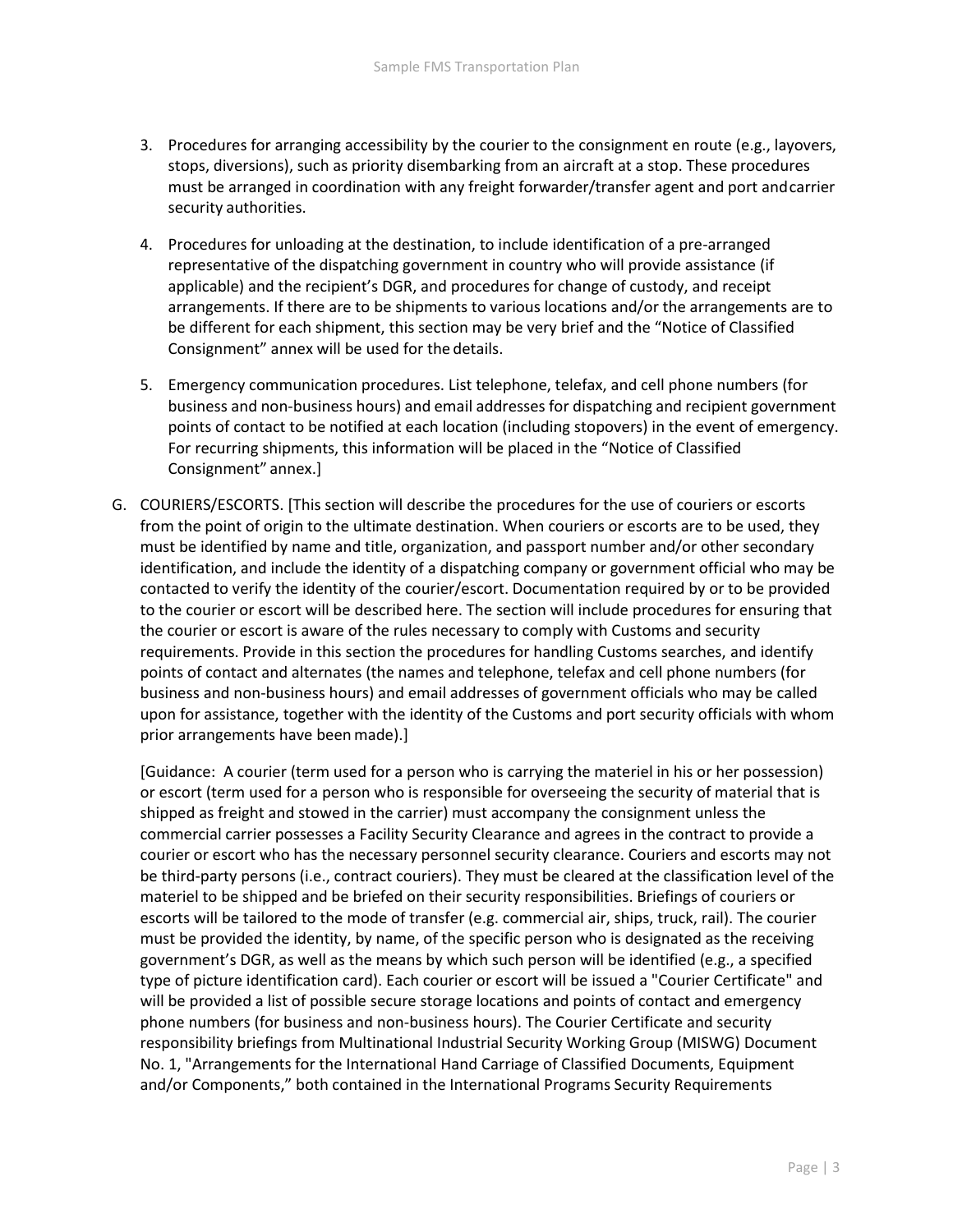3. Procedures for arranging accessibility by the courier to the consignment en route (e.g., layovers, stops, diversions), such as priority disembarking from an aircraft at a stop. These procedures must be arranged in coordination with any freight forwarder/transfer agent and port and carrier security authorities.

4. Procedures for unloading at the destination, to include identification of a pre-arranged representative of the dispatching government in country who will provide assistance (if applicable) and the recipient's DGR, and procedures for change of custody, and receipt arrangements. If there are to be shipments to various locations and/or the arrangements are to be different for each shipment, this section may be very brief and the "Notice of Classified Consignment" annex will be used for the details.

5. Emergency communication procedures. List telephone, telefax, and cell phone numbers (for business and non-business hours) and email addresses for dispatching and recipient government points of contact to be notified at each location (including stopovers) in the event of emergency. For recurring shipments, this information will be placed in the "Notice of Classified Consignment" annex.]

G. COURIERS/ESCORTS. [This section will describe the procedures for the use of couriers or escorts from the point of origin to the ultimate destination. When couriers or escorts are to be used, they must be identified by name and title, organization, and passport number and/or other secondary identification, and include the identity of a dispatching company or government official who may be contacted to verify the identity of the courier/escort. Documentation required by or to be provided to the courier or escort will be described here. The section will include procedures for ensuring that the courier or escort is aware of the rules necessary to comply with Customs and security requirements. Provide in this section the procedures for handling Customs searches, and identify points of contact and alternates (the names and telephone, telefax and cell phone numbers (for business and non-business hours) and email addresses of government officials who may be called upon for assistance, together with the identity of the Customs and port security officials with whom prior arrangements have been made).]

[Guidance: A courier (term used for a person who is carrying the materiel in his or her possession) or escort (term used for a person who is responsible for overseeing the security of material that is shipped as freight and stowed in the carrier) must accompany the consignment unless the commercial carrier possesses a Facility Security Clearance and agrees in the contract to provide a courier or escort who has the necessary personnel security clearance. Couriers and escorts may not be third-party persons (i.e., contract couriers). They must be cleared at the classification level of the materiel to be shipped and be briefed on their security responsibilities. Briefings of couriers or escorts will be tailored to the mode of transfer (e.g. commercial air, ships, truck, rail). The courier must be provided the identity, by name, of the specific person who is designated as the receiving government's DGR, as well as the means by which such person will be identified (e.g., a specified type of picture identification card). Each courier or escort will be issued a "Courier Certificate" and will be provided a list of possible secure storage locations and points of contact and emergency phone numbers (for business and non-business hours). The Courier Certificate and security responsibility briefings from Multinational Industrial Security Working Group (MISWG) Document No. 1, "Arrangements for the International Hand Carriage of Classified Documents, Equipment and/or Components," both contained in the International Programs Security Requirements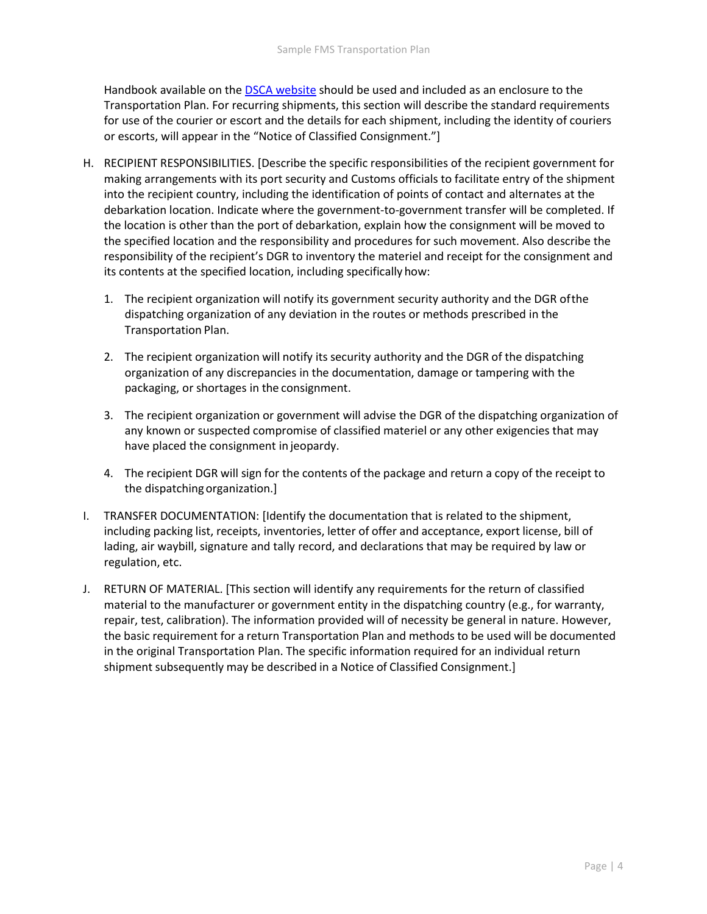Handbook available on the DSCA website should be used and included as an enclosure to the Transportation Plan. For recurring shipments, this section will describe the standard requirements for use of the courier or escort and the details for each shipment, including the identity of couriers or escorts, will appear in the "Notice of Classified Consignment."]

H. RECIPIENT RESPONSIBILITIES. [Describe the specific responsibilities of the recipient government for making arrangements with its port security and Customs officials to facilitate entry of the shipment into the recipient country, including the identification of points of contact and alternates at the debarkation location. Indicate where the government-to-government transfer will be completed. If the location is other than the port of debarkation, explain how the consignment will be moved to the specified location and the responsibility and procedures for such movement. Also describe the responsibility of the recipient's DGR to inventory the materiel and receipt for the consignment and its contents at the specified location, including specifically how:

   1. The recipient organization will notify its government security authority and the DGR of the dispatching organization of any deviation in the routes or methods prescribed in the Transportation Plan.

   2. The recipient organization will notify its security authority and the DGR of the dispatching organization of any discrepancies in the documentation, damage or tampering with the packaging, or shortages in the consignment.

   3. The recipient organization or government will advise the DGR of the dispatching organization of any known or suspected compromise of classified materiel or any other exigencies that may have placed the consignment in jeopardy.

   4. The recipient DGR will sign for the contents of the package and return a copy of the receipt to the dispatching organization.]

I. TRANSFER DOCUMENTATION: [Identify the documentation that is related to the shipment, including packing list, receipts, inventories, letter of offer and acceptance, export license, bill of lading, air waybill, signature and tally record, and declarations that may be required by law or regulation, etc.

J. RETURN OF MATERIAL. [This section will identify any requirements for the return of classified material to the manufacturer or government entity in the dispatching country (e.g., for warranty, repair, test, calibration). The information provided will of necessity be general in nature. However, the basic requirement for a return Transportation Plan and methods to be used will be documented in the original Transportation Plan. The specific information required for an individual return shipment subsequently may be described in a Notice of Classified Consignment.]